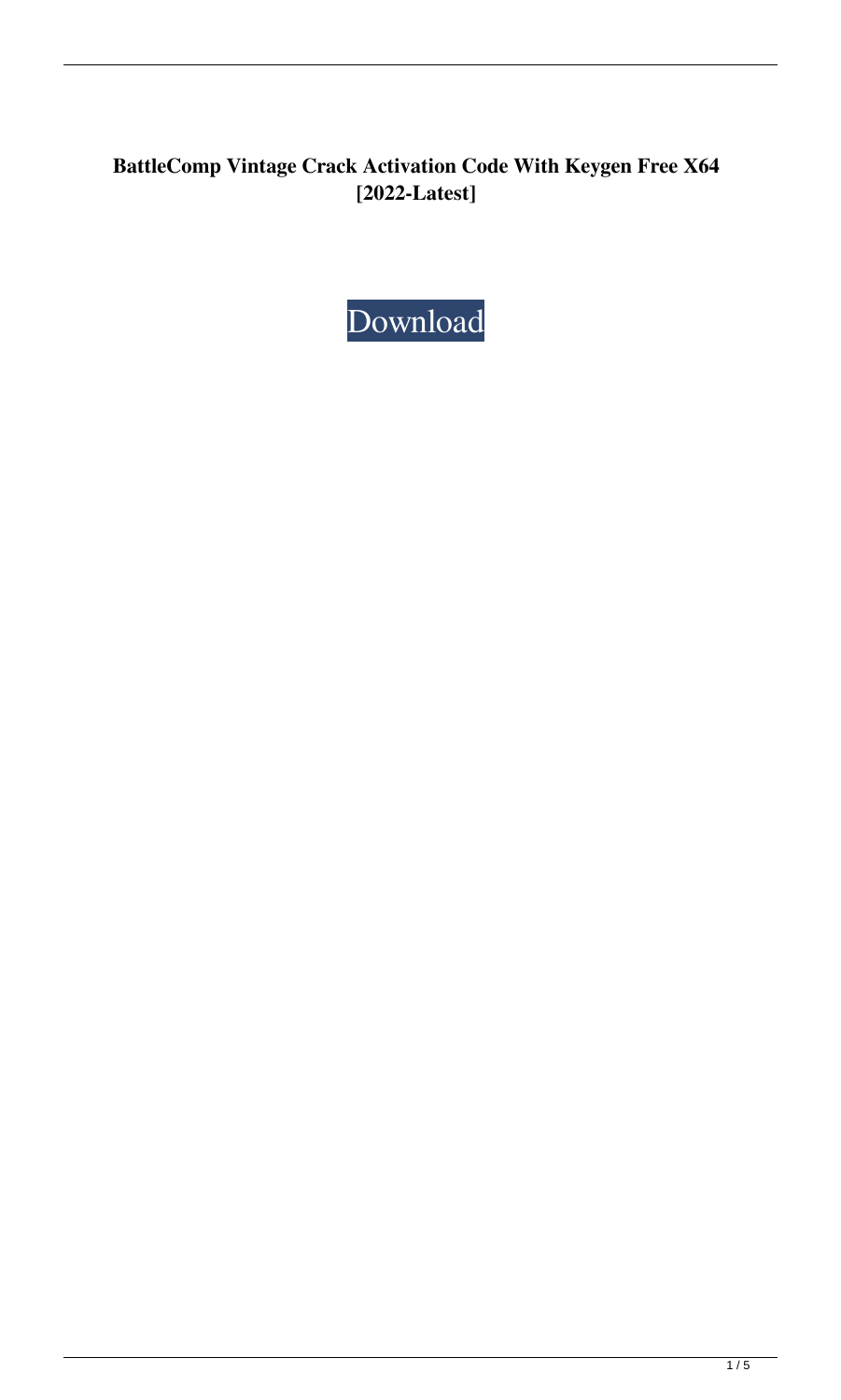**BattleComp Vintage Crack Activation Code With Keygen Free X64 [2022-Latest]**

Download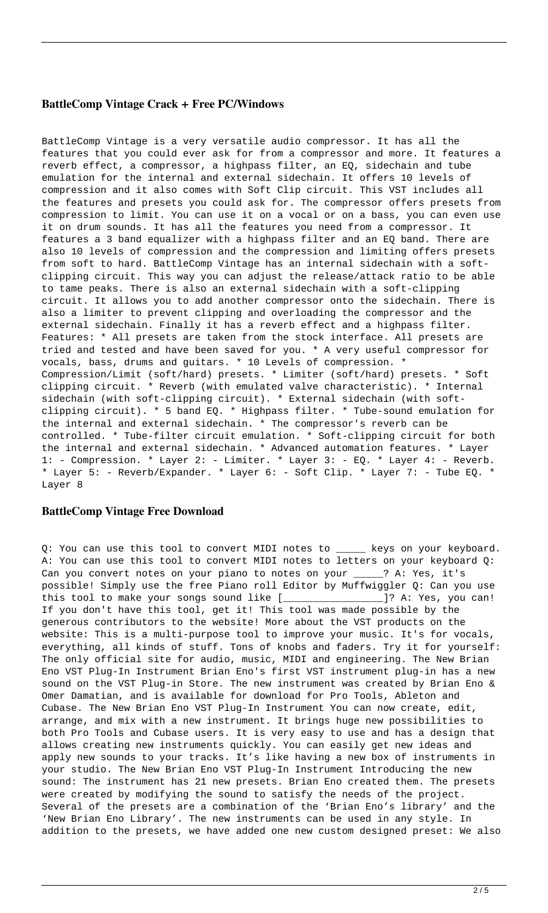### BattleComp Vintage Crack + Free PC/Windows

BattleComp Vintage is a very versatile audio compressor. It has all the features that you could ever ask for from a compressor and more. It features a reverb effect, a compressor, a highpass filter, an EQ, sidechain and tube emulation for the internal and external sidechain. It offers 10 levels of compression and it also comes with Soft Clip circuit. This VST includes all the features and presets you could ask for. The compressor offers presets from compression to limit. You can use it on a vocal or on a bass, you can even use it on drum sounds. It has all the features you need from a compressor. It features a 3 band equalizer with a highpass filter and an EQ band. There are also 10 levels of compression and the compression and limiting offers presets from soft to hard. BattleComp Vintage has an internal sidechain with a soft-clipping circuit. This way you can adjust the release/attack ratio to be able to tame peaks. There is also an external sidechain with a soft-clipping circuit. It allows you to add another compressor onto the sidechain. There is also a limiter to prevent clipping and overloading the compressor and the external sidechain. Finally it has a reverb effect and a highpass filter. Features: * All presets are taken from the stock interface. All presets are tried and tested and have been saved for you. * A very useful compressor for vocals, bass, drums and guitars. * 10 Levels of compression. * Compression/Limit (soft/hard) presets. * Limiter (soft/hard) presets. * Soft clipping circuit. * Reverb (with emulated valve characteristic). * Internal sidechain (with soft-clipping circuit). * External sidechain (with soft-clipping circuit). * 5 band EQ. * Highpass filter. * Tube-sound emulation for the internal and external sidechain. * The compressor's reverb can be controlled. * Tube-filter circuit emulation. * Soft-clipping circuit for both the internal and external sidechain. * Advanced automation features. * Layer 1: - Compression. * Layer 2: - Limiter. * Layer 3: - EQ. * Layer 4: - Reverb. * Layer 5: - Reverb/Expander. * Layer 6: - Soft Clip. * Layer 7: - Tube EQ. * Layer 8

### BattleComp Vintage Free Download

Q: You can use this tool to convert MIDI notes to _____ keys on your keyboard. A: You can use this tool to convert MIDI notes to letters on your keyboard Q: Can you convert notes on your piano to notes on your _____? A: Yes, it's possible! Simply use the free Piano roll Editor by Muffwiggler Q: Can you use this tool to make your songs sound like [_________________]? A: Yes, you can! If you don't have this tool, get it! This tool was made possible by the generous contributors to the website! More about the VST products on the website: This is a multi-purpose tool to improve your music. It's for vocals, everything, all kinds of stuff. Tons of knobs and faders. Try it for yourself: The only official site for audio, music, MIDI and engineering. The New Brian Eno VST Plug-In Instrument Brian Eno's first VST instrument plug-in has a new sound on the VST Plug-in Store. The new instrument was created by Brian Eno & Omer Damatian, and is available for download for Pro Tools, Ableton and Cubase. The New Brian Eno VST Plug-In Instrument You can now create, edit, arrange, and mix with a new instrument. It brings huge new possibilities to both Pro Tools and Cubase users. It is very easy to use and has a design that allows creating new instruments quickly. You can easily get new ideas and apply new sounds to your tracks. It's like having a new box of instruments in your studio. The New Brian Eno VST Plug-In Instrument Introducing the new sound: The instrument has 21 new presets. Brian Eno created them. The presets were created by modifying the sound to satisfy the needs of the project. Several of the presets are a combination of the 'Brian Eno's library' and the 'New Brian Eno Library'. The new instruments can be used in any style. In addition to the presets, we have added one new custom designed preset: We also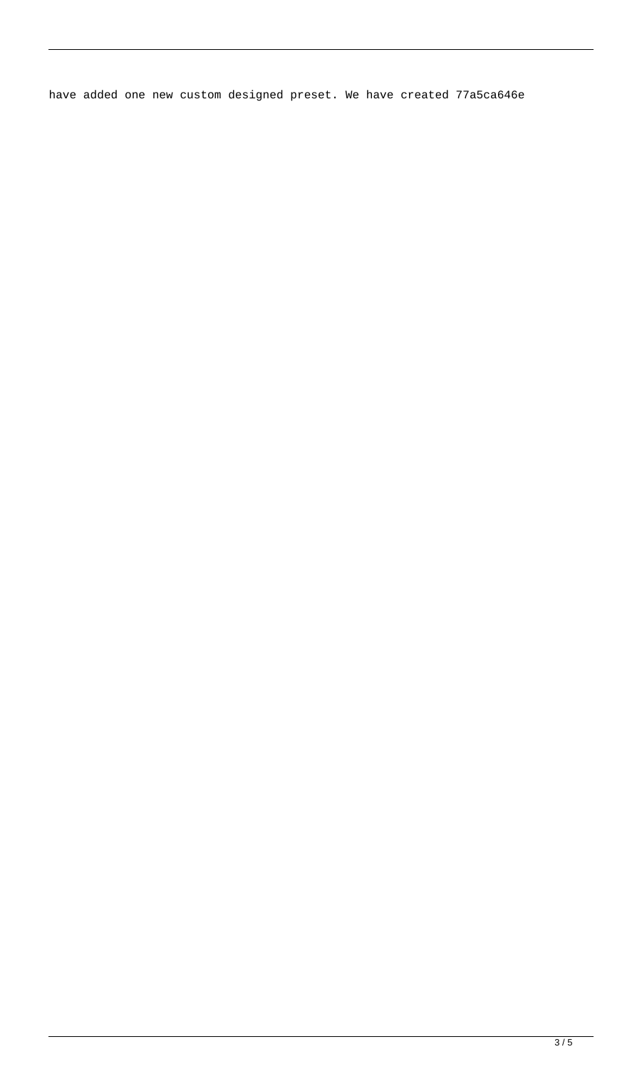have added one new custom designed preset. We have created 77a5ca646e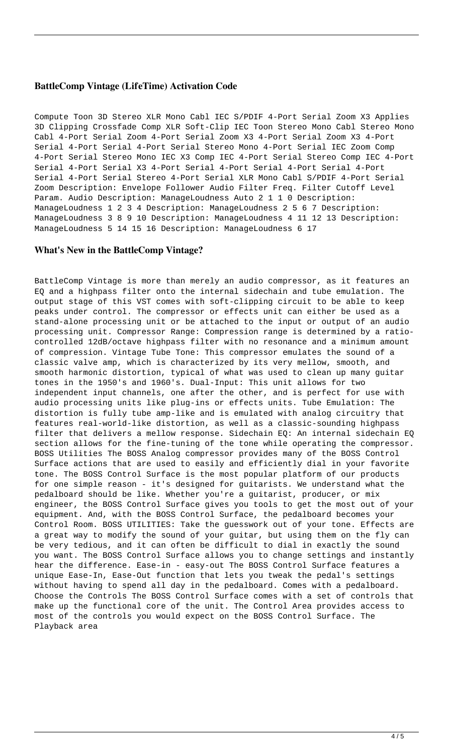### BattleComp Vintage (LifeTime) Activation Code

Compute Toon 3D Stereo XLR Mono Cabl IEC S/PDIF 4-Port Serial Zoom X3 Applies 3D Clipping Crossfade Comp XLR Soft-Clip IEC Toon Stereo Mono Cabl Stereo Mono Cabl 4-Port Serial Zoom 4-Port Serial Zoom X3 4-Port Serial Zoom X3 4-Port Serial 4-Port Serial 4-Port Serial Stereo Mono 4-Port Serial IEC Zoom Comp 4-Port Serial Stereo Mono IEC X3 Comp IEC 4-Port Serial Stereo Comp IEC 4-Port Serial 4-Port Serial X3 4-Port Serial 4-Port Serial 4-Port Serial 4-Port Serial 4-Port Serial Stereo 4-Port Serial XLR Mono Cabl S/PDIF 4-Port Serial Zoom Description: Envelope Follower Audio Filter Freq. Filter Cutoff Level Param. Audio Description: ManageLoudness Auto 2 1 1 0 Description: ManageLoudness 1 2 3 4 Description: ManageLoudness 2 5 6 7 Description: ManageLoudness 3 8 9 10 Description: ManageLoudness 4 11 12 13 Description: ManageLoudness 5 14 15 16 Description: ManageLoudness 6 17

### What's New in the BattleComp Vintage?

BattleComp Vintage is more than merely an audio compressor, as it features an EQ and a highpass filter onto the internal sidechain and tube emulation. The output stage of this VST comes with soft-clipping circuit to be able to keep peaks under control. The compressor or effects unit can either be used as a stand-alone processing unit or be attached to the input or output of an audio processing unit. Compressor Range: Compression range is determined by a ratio-controlled 12dB/octave highpass filter with no resonance and a minimum amount of compression. Vintage Tube Tone: This compressor emulates the sound of a classic valve amp, which is characterized by its very mellow, smooth, and smooth harmonic distortion, typical of what was used to clean up many guitar tones in the 1950's and 1960's. Dual-Input: This unit allows for two independent input channels, one after the other, and is perfect for use with audio processing units like plug-ins or effects units. Tube Emulation: The distortion is fully tube amp-like and is emulated with analog circuitry that features real-world-like distortion, as well as a classic-sounding highpass filter that delivers a mellow response. Sidechain EQ: An internal sidechain EQ section allows for the fine-tuning of the tone while operating the compressor. BOSS Utilities The BOSS Analog compressor provides many of the BOSS Control Surface actions that are used to easily and efficiently dial in your favorite tone. The BOSS Control Surface is the most popular platform of our products for one simple reason - it's designed for guitarists. We understand what the pedalboard should be like. Whether you're a guitarist, producer, or mix engineer, the BOSS Control Surface gives you tools to get the most out of your equipment. And, with the BOSS Control Surface, the pedalboard becomes your Control Room. BOSS UTILITIES: Take the guesswork out of your tone. Effects are a great way to modify the sound of your guitar, but using them on the fly can be very tedious, and it can often be difficult to dial in exactly the sound you want. The BOSS Control Surface allows you to change settings and instantly hear the difference. Ease-in - easy-out The BOSS Control Surface features a unique Ease-In, Ease-Out function that lets you tweak the pedal's settings without having to spend all day in the pedalboard. Comes with a pedalboard. Choose the Controls The BOSS Control Surface comes with a set of controls that make up the functional core of the unit. The Control Area provides access to most of the controls you would expect on the BOSS Control Surface. The Playback area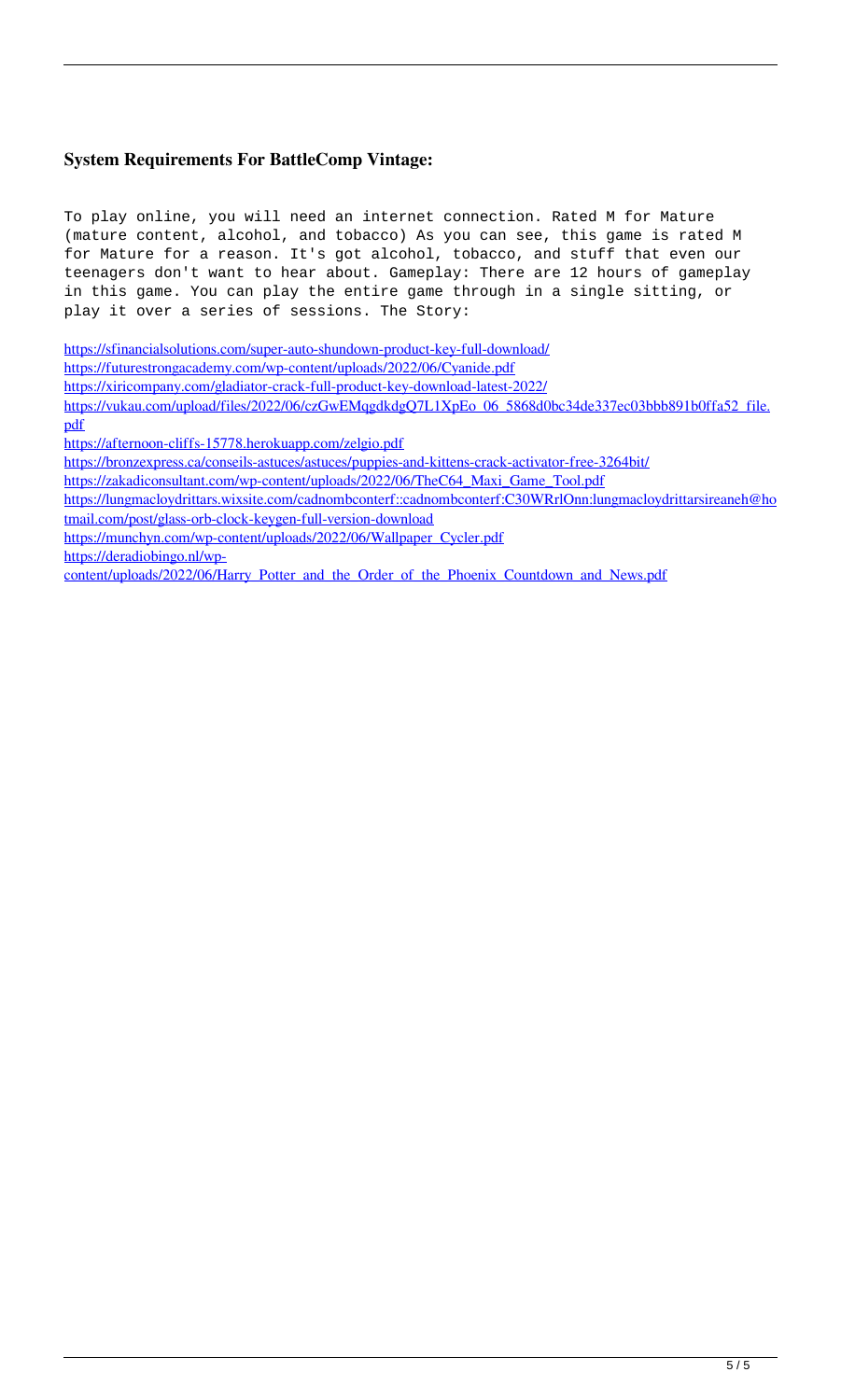### System Requirements For BattleComp Vintage:

```
To play online, you will need an internet connection. Rated M for Mature
(mature content, alcohol, and tobacco) As you can see, this game is rated M
for Mature for a reason. It's got alcohol, tobacco, and stuff that even our
teenagers don't want to hear about. Gameplay: There are 12 hours of gameplay
in this game. You can play the entire game through in a single sitting, or
play it over a series of sessions. The Story:
```

https://sfinancialsolutions.com/super-auto-shundown-product-key-full-download/
https://futurestrongacademy.com/wp-content/uploads/2022/06/Cyanide.pdf
https://xiricompany.com/gladiator-crack-full-product-key-download-latest-2022/
https://vukau.com/upload/files/2022/06/czGwEMqgdkdgQ7L1XpEo_06_5868d0bc34de337ec03bbb891b0ffa52_file.pdf
https://afternoon-cliffs-15778.herokuapp.com/zelgio.pdf
https://bronzexpress.ca/conseils-astuces/astuces/puppies-and-kittens-crack-activator-free-3264bit/
https://zakadiconsultant.com/wp-content/uploads/2022/06/TheC64_Maxi_Game_Tool.pdf
https://lungmacloydrittars.wixsite.com/cadnombconterf::cadnombconterf:C30WRrlOnn:lungmacloydrittarsireaneh@hotmail.com/post/glass-orb-clock-keygen-full-version-download
https://munchyn.com/wp-content/uploads/2022/06/Wallpaper_Cycler.pdf
https://deradiobingo.nl/wp-content/uploads/2022/06/Harry_Potter_and_the_Order_of_the_Phoenix_Countdown_and_News.pdf